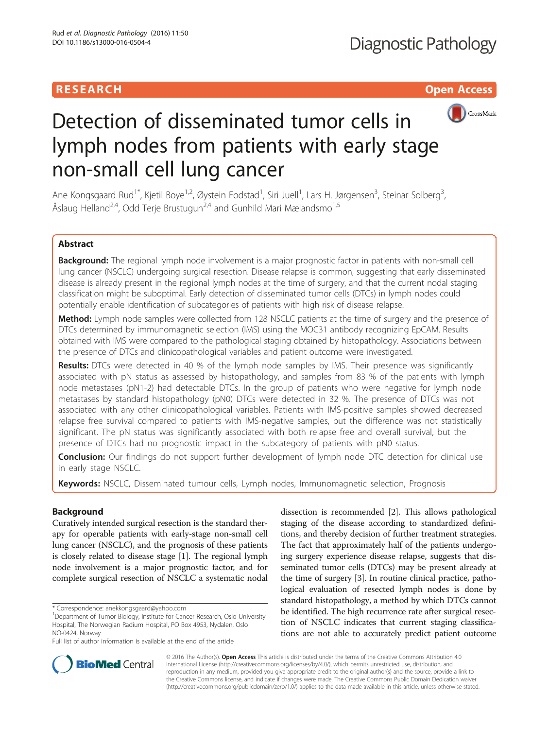RESEARCH Open Access

# Detection of disseminated tumor cells in lymph nodes from patients with early stage non-small cell lung cancer

Ane Kongsgaard Rud[1*], Kjetil Boye[1,2], Øystein Fodstad[1], Siri Juell[1], Lars H. Jørgensen[3], Steinar Solberg[3], Åslaug Helland[2,4], Odd Terje Brustugun[2,4] and Gunhild Mari Mælandsmo[1,5]

## Abstract

**Background:** The regional lymph node involvement is a major prognostic factor in patients with non-small cell lung cancer (NSCLC) undergoing surgical resection. Disease relapse is common, suggesting that early disseminated disease is already present in the regional lymph nodes at the time of surgery, and that the current nodal staging classification might be suboptimal. Early detection of disseminated tumor cells (DTCs) in lymph nodes could potentially enable identification of subcategories of patients with high risk of disease relapse.

**Method:** Lymph node samples were collected from 128 NSCLC patients at the time of surgery and the presence of DTCs determined by immunomagnetic selection (IMS) using the MOC31 antibody recognizing EpCAM. Results obtained with IMS were compared to the pathological staging obtained by histopathology. Associations between the presence of DTCs and clinicopathological variables and patient outcome were investigated.

**Results:** DTCs were detected in 40 % of the lymph node samples by IMS. Their presence was significantly associated with pN status as assessed by histopathology, and samples from 83 % of the patients with lymph node metastases (pN1-2) had detectable DTCs. In the group of patients who were negative for lymph node metastases by standard histopathology (pN0) DTCs were detected in 32 %. The presence of DTCs was not associated with any other clinicopathological variables. Patients with IMS-positive samples showed decreased relapse free survival compared to patients with IMS-negative samples, but the difference was not statistically significant. The pN status was significantly associated with both relapse free and overall survival, but the presence of DTCs had no prognostic impact in the subcategory of patients with pN0 status.

**Conclusion:** Our findings do not support further development of lymph node DTC detection for clinical use in early stage NSCLC.

**Keywords:** NSCLC, Disseminated tumour cells, Lymph nodes, Immunomagnetic selection, Prognosis

## Background

Curatively intended surgical resection is the standard therapy for operable patients with early-stage non-small cell lung cancer (NSCLC), and the prognosis of these patients is closely related to disease stage [1]. The regional lymph node involvement is a major prognostic factor, and for complete surgical resection of NSCLC a systematic nodal dissection is recommended [2]. This allows pathological staging of the disease according to standardized definitions, and thereby decision of further treatment strategies. The fact that approximately half of the patients undergoing surgery experience disease relapse, suggests that disseminated tumor cells (DTCs) may be present already at the time of surgery [3]. In routine clinical practice, pathological evaluation of resected lymph nodes is done by standard histopathology, a method by which DTCs cannot be identified. The high recurrence rate after surgical resection of NSCLC indicates that current staging classifications are not able to accurately predict patient outcome

\* Correspondence: anekkongsgaard@yahoo.com
[1]Department of Tumor Biology, Institute for Cancer Research, Oslo University Hospital, The Norwegian Radium Hospital, PO Box 4953, Nydalen, Oslo NO-0424, Norway
Full list of author information is available at the end of the article

© 2016 The Author(s). **Open Access** This article is distributed under the terms of the Creative Commons Attribution 4.0 International License (http://creativecommons.org/licenses/by/4.0/), which permits unrestricted use, distribution, and reproduction in any medium, provided you give appropriate credit to the original author(s) and the source, provide a link to the Creative Commons license, and indicate if changes were made. The Creative Commons Public Domain Dedication waiver (http://creativecommons.org/publicdomain/zero/1.0/) applies to the data made available in this article, unless otherwise stated.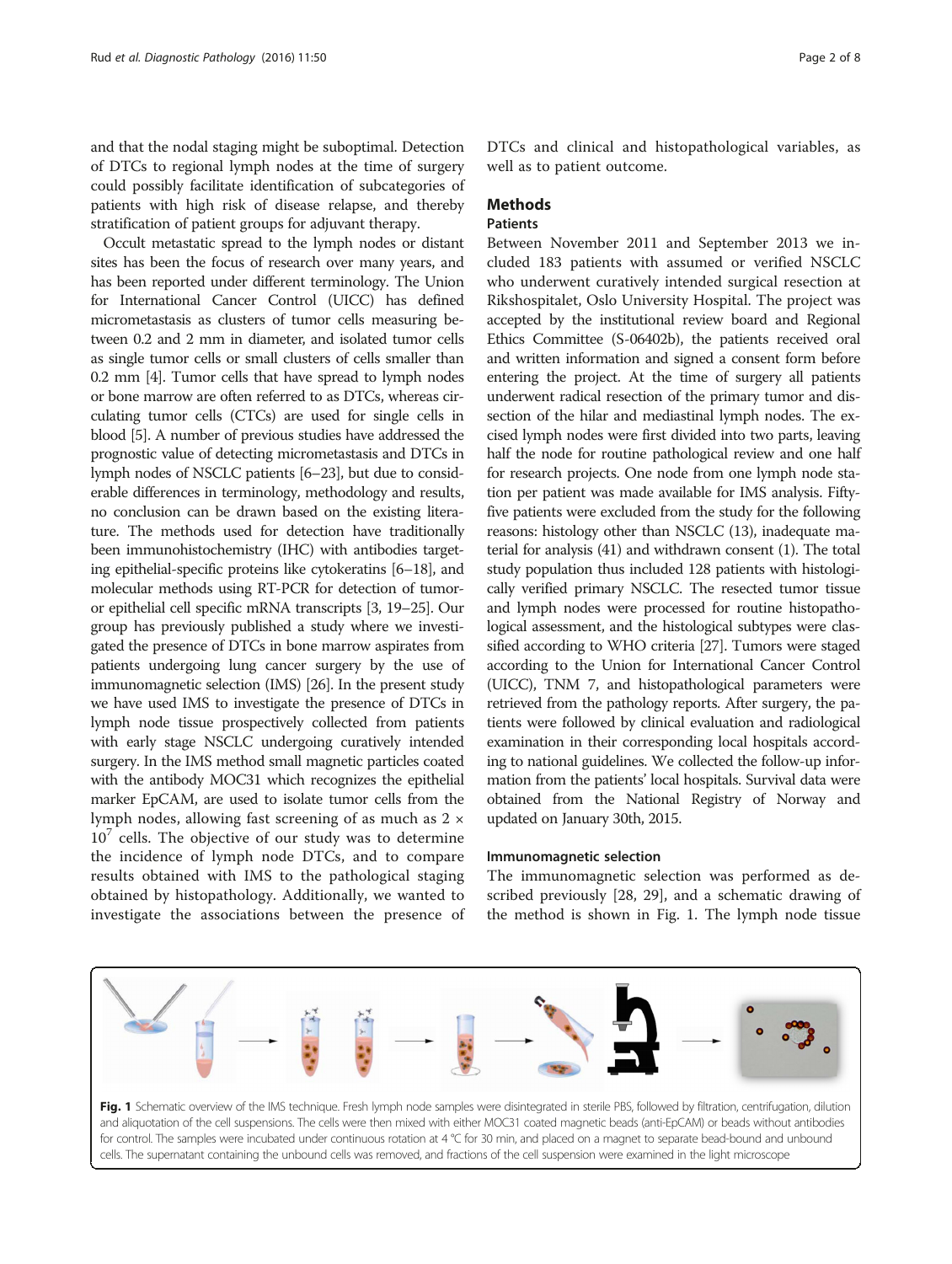and that the nodal staging might be suboptimal. Detection of DTCs to regional lymph nodes at the time of surgery could possibly facilitate identification of subcategories of patients with high risk of disease relapse, and thereby stratification of patient groups for adjuvant therapy.

Occult metastatic spread to the lymph nodes or distant sites has been the focus of research over many years, and has been reported under different terminology. The Union for International Cancer Control (UICC) has defined micrometastasis as clusters of tumor cells measuring between 0.2 and 2 mm in diameter, and isolated tumor cells as single tumor cells or small clusters of cells smaller than 0.2 mm [4]. Tumor cells that have spread to lymph nodes or bone marrow are often referred to as DTCs, whereas circulating tumor cells (CTCs) are used for single cells in blood [5]. A number of previous studies have addressed the prognostic value of detecting micrometastasis and DTCs in lymph nodes of NSCLC patients [6–23], but due to considerable differences in terminology, methodology and results, no conclusion can be drawn based on the existing literature. The methods used for detection have traditionally been immunohistochemistry (IHC) with antibodies targeting epithelial-specific proteins like cytokeratins [6–18], and molecular methods using RT-PCR for detection of tumor- or epithelial cell specific mRNA transcripts [3, 19–25]. Our group has previously published a study where we investigated the presence of DTCs in bone marrow aspirates from patients undergoing lung cancer surgery by the use of immunomagnetic selection (IMS) [26]. In the present study we have used IMS to investigate the presence of DTCs in lymph node tissue prospectively collected from patients with early stage NSCLC undergoing curatively intended surgery. In the IMS method small magnetic particles coated with the antibody MOC31 which recognizes the epithelial marker EpCAM, are used to isolate tumor cells from the lymph nodes, allowing fast screening of as much as $2 \times 10^7$ cells. The objective of our study was to determine the incidence of lymph node DTCs, and to compare results obtained with IMS to the pathological staging obtained by histopathology. Additionally, we wanted to investigate the associations between the presence of DTCs and clinical and histopathological variables, as well as to patient outcome.

## Methods

### Patients

Between November 2011 and September 2013 we included 183 patients with assumed or verified NSCLC who underwent curatively intended surgical resection at Rikshospitalet, Oslo University Hospital. The project was accepted by the institutional review board and Regional Ethics Committee (S-06402b), the patients received oral and written information and signed a consent form before entering the project. At the time of surgery all patients underwent radical resection of the primary tumor and dissection of the hilar and mediastinal lymph nodes. The excised lymph nodes were first divided into two parts, leaving half the node for routine pathological review and one half for research projects. One node from one lymph node station per patient was made available for IMS analysis. Fifty-five patients were excluded from the study for the following reasons: histology other than NSCLC (13), inadequate material for analysis (41) and withdrawn consent (1). The total study population thus included 128 patients with histologically verified primary NSCLC. The resected tumor tissue and lymph nodes were processed for routine histopathological assessment, and the histological subtypes were classified according to WHO criteria [27]. Tumors were staged according to the Union for International Cancer Control (UICC), TNM 7, and histopathological parameters were retrieved from the pathology reports. After surgery, the patients were followed by clinical evaluation and radiological examination in their corresponding local hospitals according to national guidelines. We collected the follow-up information from the patients' local hospitals. Survival data were obtained from the National Registry of Norway and updated on January 30th, 2015.

### Immunomagnetic selection

The immunomagnetic selection was performed as described previously [28, 29], and a schematic drawing of the method is shown in Fig. 1. The lymph node tissue

**Fig. 1** Schematic overview of the IMS technique. Fresh lymph node samples were disintegrated in sterile PBS, followed by filtration, centrifugation, dilution and aliquotation of the cell suspensions. The cells were then mixed with either MOC31 coated magnetic beads (anti-EpCAM) or beads without antibodies for control. The samples were incubated under continuous rotation at 4 °C for 30 min, and placed on a magnet to separate bead-bound and unbound cells. The supernatant containing the unbound cells was removed, and fractions of the cell suspension were examined in the light microscope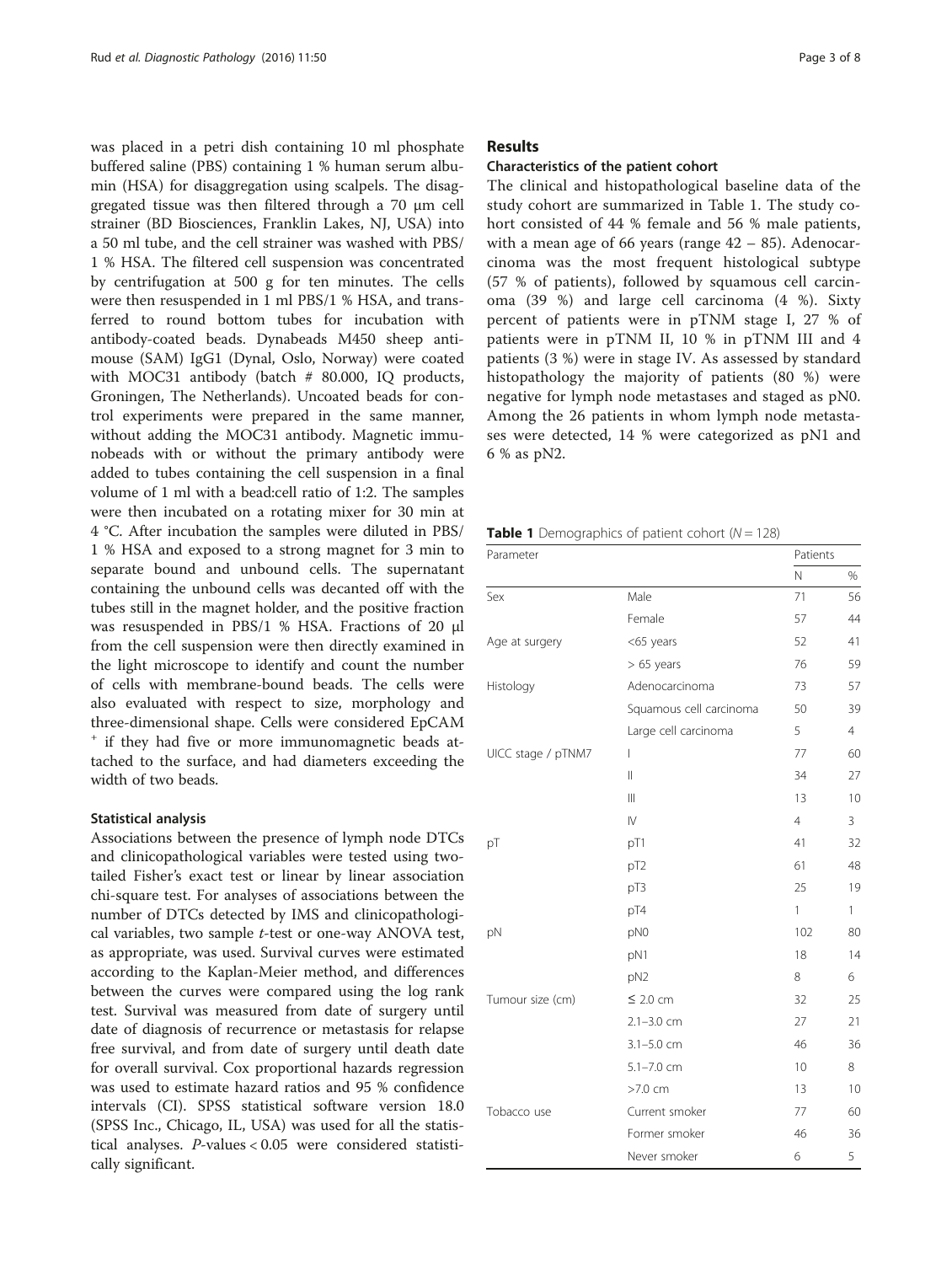was placed in a petri dish containing 10 ml phosphate buffered saline (PBS) containing 1 % human serum albumin (HSA) for disaggregation using scalpels. The disaggregated tissue was then filtered through a 70 µm cell strainer (BD Biosciences, Franklin Lakes, NJ, USA) into a 50 ml tube, and the cell strainer was washed with PBS/ 1 % HSA. The filtered cell suspension was concentrated by centrifugation at 500 g for ten minutes. The cells were then resuspended in 1 ml PBS/1 % HSA, and transferred to round bottom tubes for incubation with antibody-coated beads. Dynabeads M450 sheep anti-mouse (SAM) IgG1 (Dynal, Oslo, Norway) were coated with MOC31 antibody (batch # 80.000, IQ products, Groningen, The Netherlands). Uncoated beads for control experiments were prepared in the same manner, without adding the MOC31 antibody. Magnetic immunobeads with or without the primary antibody were added to tubes containing the cell suspension in a final volume of 1 ml with a bead:cell ratio of 1:2. The samples were then incubated on a rotating mixer for 30 min at 4 °C. After incubation the samples were diluted in PBS/ 1 % HSA and exposed to a strong magnet for 3 min to separate bound and unbound cells. The supernatant containing the unbound cells was decanted off with the tubes still in the magnet holder, and the positive fraction was resuspended in PBS/1 % HSA. Fractions of 20 µl from the cell suspension were then directly examined in the light microscope to identify and count the number of cells with membrane-bound beads. The cells were also evaluated with respect to size, morphology and three-dimensional shape. Cells were considered EpCAM $^{+}$ if they had five or more immunomagnetic beads attached to the surface, and had diameters exceeding the width of two beads.

### Statistical analysis

Associations between the presence of lymph node DTCs and clinicopathological variables were tested using two-tailed Fisher's exact test or linear by linear association chi-square test. For analyses of associations between the number of DTCs detected by IMS and clinicopathological variables, two sample *t*-test or one-way ANOVA test, as appropriate, was used. Survival curves were estimated according to the Kaplan-Meier method, and differences between the curves were compared using the log rank test. Survival was measured from date of surgery until date of diagnosis of recurrence or metastasis for relapse free survival, and from date of surgery until death date for overall survival. Cox proportional hazards regression was used to estimate hazard ratios and 95 % confidence intervals (CI). SPSS statistical software version 18.0 (SPSS Inc., Chicago, IL, USA) was used for all the statistical analyses. *P*-values < 0.05 were considered statistically significant.

## Results

### Characteristics of the patient cohort

The clinical and histopathological baseline data of the study cohort are summarized in Table 1. The study cohort consisted of 44 % female and 56 % male patients, with a mean age of 66 years (range 42 – 85). Adenocarcinoma was the most frequent histological subtype (57 % of patients), followed by squamous cell carcinoma (39 %) and large cell carcinoma (4 %). Sixty percent of patients were in pTNM stage I, 27 % of patients were in pTNM II, 10 % in pTNM III and 4 patients (3 %) were in stage IV. As assessed by standard histopathology the majority of patients (80 %) were negative for lymph node metastases and staged as pN0. Among the 26 patients in whom lymph node metastases were detected, 14 % were categorized as pN1 and 6 % as pN2.

**Table 1** Demographics of patient cohort (*N* = 128)

| Parameter | | Patients | |
|---|---|---|---|
| | | N | % |
| Sex | Male | 71 | 56 |
| | Female | 57 | 44 |
| Age at surgery | <65 years | 52 | 41 |
| | > 65 years | 76 | 59 |
| Histology | Adenocarcinoma | 73 | 57 |
| | Squamous cell carcinoma | 50 | 39 |
| | Large cell carcinoma | 5 | 4 |
| UICC stage / pTNM7 | I | 77 | 60 |
| | II | 34 | 27 |
| | III | 13 | 10 |
| | IV | 4 | 3 |
| pT | pT1 | 41 | 32 |
| | pT2 | 61 | 48 |
| | pT3 | 25 | 19 |
| | pT4 | 1 | 1 |
| pN | pN0 | 102 | 80 |
| | pN1 | 18 | 14 |
| | pN2 | 8 | 6 |
| Tumour size (cm) | ≤ 2.0 cm | 32 | 25 |
| | 2.1–3.0 cm | 27 | 21 |
| | 3.1–5.0 cm | 46 | 36 |
| | 5.1–7.0 cm | 10 | 8 |
| | >7.0 cm | 13 | 10 |
| Tobacco use | Current smoker | 77 | 60 |
| | Former smoker | 46 | 36 |
| | Never smoker | 6 | 5 |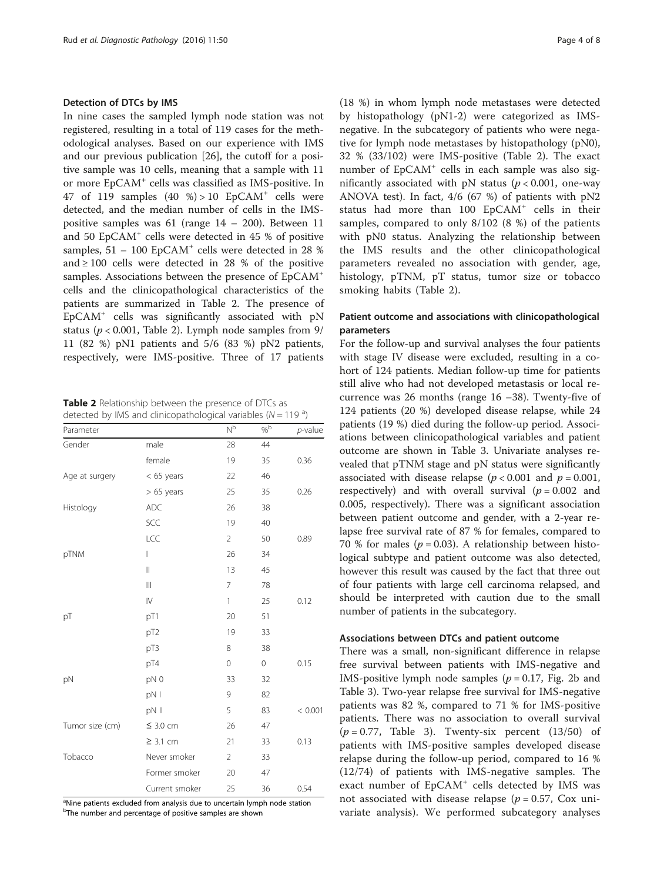### Detection of DTCs by IMS

In nine cases the sampled lymph node station was not registered, resulting in a total of 119 cases for the methodological analyses. Based on our experience with IMS and our previous publication [26], the cutoff for a positive sample was 10 cells, meaning that a sample with 11 or more $EpCAM^+$ cells was classified as IMS-positive. In 47 of 119 samples (40 %) > 10 $EpCAM^+$ cells were detected, and the median number of cells in the IMS-positive samples was 61 (range 14 – 200). Between 11 and 50 $EpCAM^+$ cells were detected in 45 % of positive samples, 51 – 100 $EpCAM^+$ cells were detected in 28 % and ≥ 100 cells were detected in 28 % of the positive samples. Associations between the presence of $EpCAM^+$ cells and the clinicopathological characteristics of the patients are summarized in Table 2. The presence of $EpCAM^+$ cells was significantly associated with pN status ($p < 0.001$, Table 2). Lymph node samples from 9/11 (82 %) pN1 patients and 5/6 (83 %) pN2 patients, respectively, were IMS-positive. Three of 17 patients (18 %) in whom lymph node metastases were detected by histopathology (pN1-2) were categorized as IMS-negative. In the subcategory of patients who were negative for lymph node metastases by histopathology (pN0), 32 % (33/102) were IMS-positive (Table 2). The exact number of $EpCAM^+$ cells in each sample was also significantly associated with pN status ($p < 0.001$, one-way ANOVA test). In fact, 4/6 (67 %) of patients with pN2 status had more than 100 $EpCAM^+$ cells in their samples, compared to only 8/102 (8 %) of the patients with pN0 status. Analyzing the relationship between the IMS results and the other clinicopathological parameters revealed no association with gender, age, histology, pTNM, pT status, tumor size or tobacco smoking habits (Table 2).

**Table 2** Relationship between the presence of DTCs as detected by IMS and clinicopathological variables ($N = 119$ [a])

| Parameter | | N[b] | %[b] | *p*-value |
|---|---|---|---|---|
| Gender | male | 28 | 44 | |
| | female | 19 | 35 | 0.36 |
| Age at surgery | < 65 years | 22 | 46 | |
| | > 65 years | 25 | 35 | 0.26 |
| Histology | ADC | 26 | 38 | |
| | SCC | 19 | 40 | |
| | LCC | 2 | 50 | 0.89 |
| pTNM | I | 26 | 34 | |
| | II | 13 | 45 | |
| | III | 7 | 78 | |
| | IV | 1 | 25 | 0.12 |
| pT | pT1 | 20 | 51 | |
| | pT2 | 19 | 33 | |
| | pT3 | 8 | 38 | |
| | pT4 | 0 | 0 | 0.15 |
| pN | pN 0 | 33 | 32 | |
| | pN I | 9 | 82 | |
| | pN II | 5 | 83 | < 0.001 |
| Tumor size (cm) | ≤ 3.0 cm | 26 | 47 | |
| | ≥ 3.1 cm | 21 | 33 | 0.13 |
| Tobacco | Never smoker | 2 | 33 | |
| | Former smoker | 20 | 47 | |
| | Current smoker | 25 | 36 | 0.54 |

[a]Nine patients excluded from analysis due to uncertain lymph node station
[b]The number and percentage of positive samples are shown

### Patient outcome and associations with clinicopathological parameters

For the follow-up and survival analyses the four patients with stage IV disease were excluded, resulting in a cohort of 124 patients. Median follow-up time for patients still alive who had not developed metastasis or local recurrence was 26 months (range 16 –38). Twenty-five of 124 patients (20 %) developed disease relapse, while 24 patients (19 %) died during the follow-up period. Associations between clinicopathological variables and patient outcome are shown in Table 3. Univariate analyses revealed that pTNM stage and pN status were significantly associated with disease relapse ($p < 0.001$ and $p = 0.001$, respectively) and with overall survival ($p = 0.002$ and 0.005, respectively). There was a significant association between patient outcome and gender, with a 2-year relapse free survival rate of 87 % for females, compared to 70 % for males ($p = 0.03$). A relationship between histological subtype and patient outcome was also detected, however this result was caused by the fact that three out of four patients with large cell carcinoma relapsed, and should be interpreted with caution due to the small number of patients in the subcategory.

### Associations between DTCs and patient outcome

There was a small, non-significant difference in relapse free survival between patients with IMS-negative and IMS-positive lymph node samples ($p = 0.17$, Fig. 2b and Table 3). Two-year relapse free survival for IMS-negative patients was 82 %, compared to 71 % for IMS-positive patients. There was no association to overall survival ($p = 0.77$, Table 3). Twenty-six percent (13/50) of patients with IMS-positive samples developed disease relapse during the follow-up period, compared to 16 % (12/74) of patients with IMS-negative samples. The exact number of $EpCAM^+$ cells detected by IMS was not associated with disease relapse ($p = 0.57$, Cox univariate analysis). We performed subcategory analyses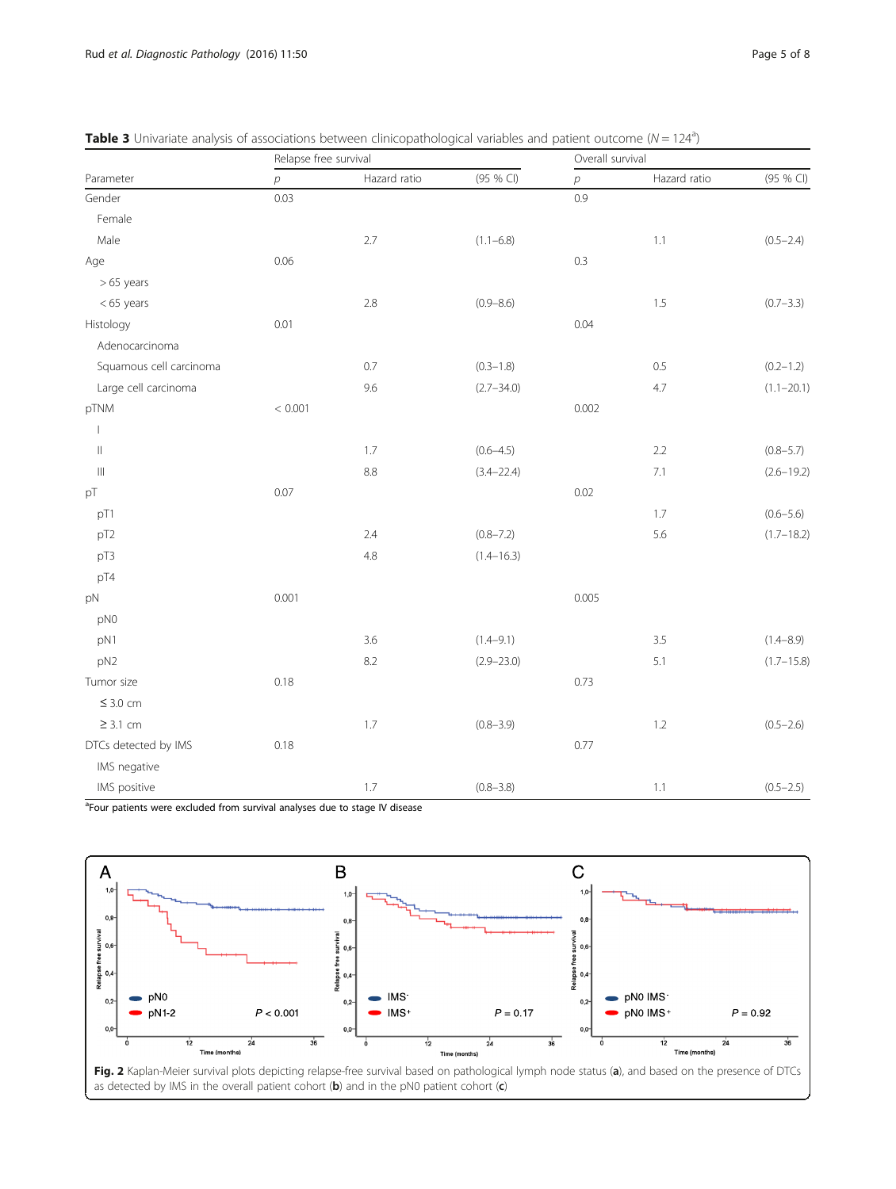**Table 3** Univariate analysis of associations between clinicopathological variables and patient outcome ($N = 124$[a])

| | Relapse free survival | | | Overall survival | | |
|---|---|---|---|---|---|---|
| Parameter | *p* | Hazard ratio | (95 % CI) | *p* | Hazard ratio | (95 % CI) |
| Gender | 0.03 | | | 0.9 | | |
| Female | | | | | | |
| Male | | 2.7 | (1.1–6.8) | | 1.1 | (0.5–2.4) |
| Age | 0.06 | | | 0.3 | | |
| > 65 years | | | | | | |
| < 65 years | | 2.8 | (0.9–8.6) | | 1.5 | (0.7–3.3) |
| Histology | 0.01 | | | 0.04 | | |
| Adenocarcinoma | | | | | | |
| Squamous cell carcinoma | | 0.7 | (0.3–1.8) | | 0.5 | (0.2–1.2) |
| Large cell carcinoma | | 9.6 | (2.7–34.0) | | 4.7 | (1.1–20.1) |
| pTNM | < 0.001 | | | 0.002 | | |
| I | | | | | | |
| II | | 1.7 | (0.6–4.5) | | 2.2 | (0.8–5.7) |
| III | | 8.8 | (3.4–22.4) | | 7.1 | (2.6–19.2) |
| pT | 0.07 | | | 0.02 | | |
| pT1 | | | | | 1.7 | (0.6–5.6) |
| pT2 | | 2.4 | (0.8–7.2) | | 5.6 | (1.7–18.2) |
| pT3 | | 4.8 | (1.4–16.3) | | | |
| pT4 | | | | | | |
| pN | 0.001 | | | 0.005 | | |
| pN0 | | | | | | |
| pN1 | | 3.6 | (1.4–9.1) | | 3.5 | (1.4–8.9) |
| pN2 | | 8.2 | (2.9–23.0) | | 5.1 | (1.7–15.8) |
| Tumor size | 0.18 | | | 0.73 | | |
| ≤ 3.0 cm | | | | | | |
| ≥ 3.1 cm | | 1.7 | (0.8–3.9) | | 1.2 | (0.5–2.6) |
| DTCs detected by IMS | 0.18 | | | 0.77 | | |
| IMS negative | | | | | | |
| IMS positive | | 1.7 | (0.8–3.8) | | 1.1 | (0.5–2.5) |

[a]Four patients were excluded from survival analyses due to stage IV disease

**Fig. 2** Kaplan-Meier survival plots depicting relapse-free survival based on pathological lymph node status (**a**), and based on the presence of DTCs as detected by IMS in the overall patient cohort (**b**) and in the pN0 patient cohort (**c**)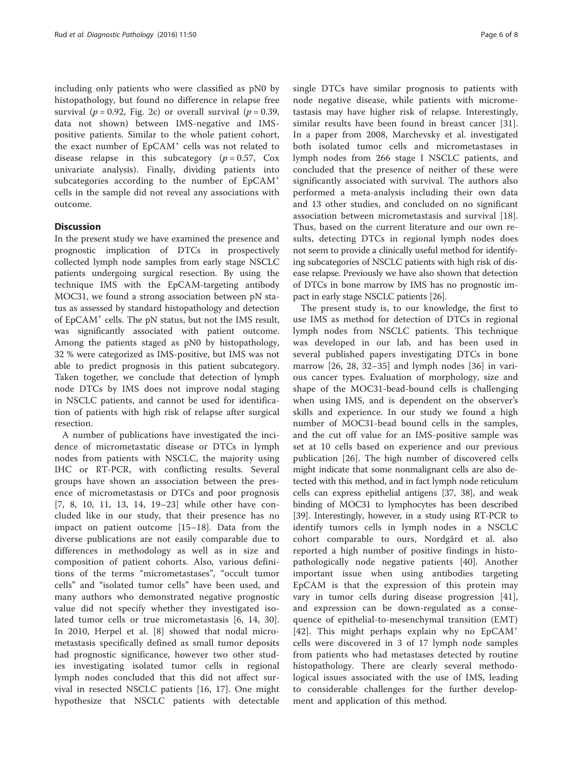including only patients who were classified as pN0 by histopathology, but found no difference in relapse free survival ($p = 0.92$, Fig. 2c) or overall survival ($p = 0.39$, data not shown) between IMS-negative and IMS-positive patients. Similar to the whole patient cohort, the exact number of $EpCAM^+$ cells was not related to disease relapse in this subcategory ($p = 0.57$, Cox univariate analysis). Finally, dividing patients into subcategories according to the number of $EpCAM^+$ cells in the sample did not reveal any associations with outcome.

## Discussion

In the present study we have examined the presence and prognostic implication of DTCs in prospectively collected lymph node samples from early stage NSCLC patients undergoing surgical resection. By using the technique IMS with the EpCAM-targeting antibody MOC31, we found a strong association between pN status as assessed by standard histopathology and detection of $EpCAM^+$ cells. The pN status, but not the IMS result, was significantly associated with patient outcome. Among the patients staged as pN0 by histopathology, 32 % were categorized as IMS-positive, but IMS was not able to predict prognosis in this patient subcategory. Taken together, we conclude that detection of lymph node DTCs by IMS does not improve nodal staging in NSCLC patients, and cannot be used for identification of patients with high risk of relapse after surgical resection.

A number of publications have investigated the incidence of micrometastatic disease or DTCs in lymph nodes from patients with NSCLC, the majority using IHC or RT-PCR, with conflicting results. Several groups have shown an association between the presence of micrometastasis or DTCs and poor prognosis [7, 8, 10, 11, 13, 14, 19–23] while other have concluded like in our study, that their presence has no impact on patient outcome [15–18]. Data from the diverse publications are not easily comparable due to differences in methodology as well as in size and composition of patient cohorts. Also, various definitions of the terms "micrometastases", "occult tumor cells" and "isolated tumor cells" have been used, and many authors who demonstrated negative prognostic value did not specify whether they investigated isolated tumor cells or true micrometastasis [6, 14, 30]. In 2010, Herpel et al. [8] showed that nodal micrometastasis specifically defined as small tumor deposits had prognostic significance, however two other studies investigating isolated tumor cells in regional lymph nodes concluded that this did not affect survival in resected NSCLC patients [16, 17]. One might hypothesize that NSCLC patients with detectable single DTCs have similar prognosis to patients with node negative disease, while patients with micrometastasis may have higher risk of relapse. Interestingly, similar results have been found in breast cancer [31]. In a paper from 2008, Marchevsky et al. investigated both isolated tumor cells and micrometastases in lymph nodes from 266 stage I NSCLC patients, and concluded that the presence of neither of these were significantly associated with survival. The authors also performed a meta-analysis including their own data and 13 other studies, and concluded on no significant association between micrometastasis and survival [18]. Thus, based on the current literature and our own results, detecting DTCs in regional lymph nodes does not seem to provide a clinically useful method for identifying subcategories of NSCLC patients with high risk of disease relapse. Previously we have also shown that detection of DTCs in bone marrow by IMS has no prognostic impact in early stage NSCLC patients [26].

The present study is, to our knowledge, the first to use IMS as method for detection of DTCs in regional lymph nodes from NSCLC patients. This technique was developed in our lab, and has been used in several published papers investigating DTCs in bone marrow [26, 28, 32–35] and lymph nodes [36] in various cancer types. Evaluation of morphology, size and shape of the MOC31-bead-bound cells is challenging when using IMS, and is dependent on the observer's skills and experience. In our study we found a high number of MOC31-bead bound cells in the samples, and the cut off value for an IMS-positive sample was set at 10 cells based on experience and our previous publication [26]. The high number of discovered cells might indicate that some nonmalignant cells are also detected with this method, and in fact lymph node reticulum cells can express epithelial antigens [37, 38], and weak binding of MOC31 to lymphocytes has been described [39]. Interestingly, however, in a study using RT-PCR to identify tumors cells in lymph nodes in a NSCLC cohort comparable to ours, Nordgård et al. also reported a high number of positive findings in histopathologically node negative patients [40]. Another important issue when using antibodies targeting EpCAM is that the expression of this protein may vary in tumor cells during disease progression [41], and expression can be down-regulated as a consequence of epithelial-to-mesenchymal transition (EMT) [42]. This might perhaps explain why no $EpCAM^+$ cells were discovered in 3 of 17 lymph node samples from patients who had metastases detected by routine histopathology. There are clearly several methodological issues associated with the use of IMS, leading to considerable challenges for the further development and application of this method.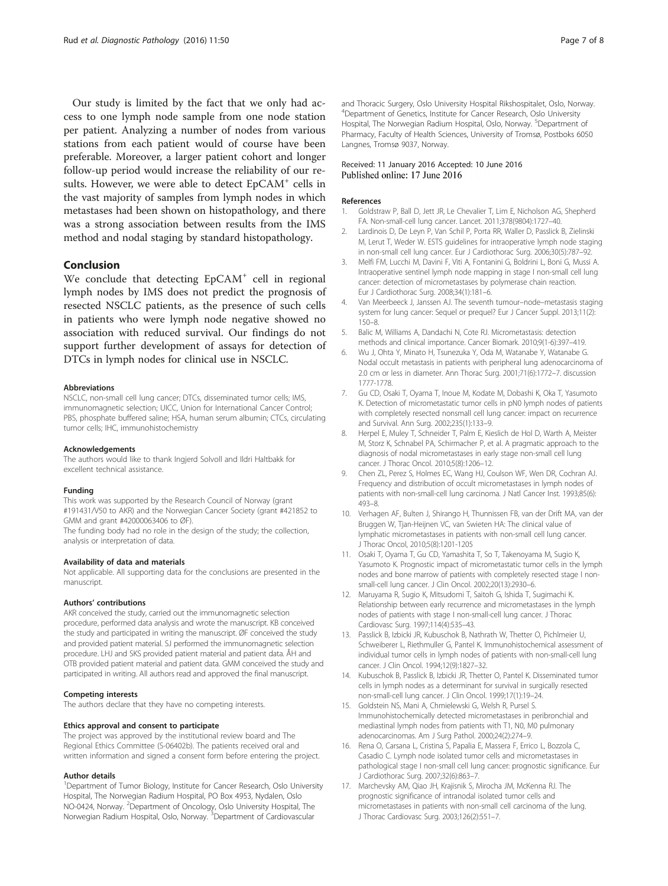Our study is limited by the fact that we only had access to one lymph node sample from one node station per patient. Analyzing a number of nodes from various stations from each patient would of course have been preferable. Moreover, a larger patient cohort and longer follow-up period would increase the reliability of our results. However, we were able to detect EpCAM$^+$ cells in the vast majority of samples from lymph nodes in which metastases had been shown on histopathology, and there was a strong association between results from the IMS method and nodal staging by standard histopathology.

## Conclusion

We conclude that detecting EpCAM$^+$ cell in regional lymph nodes by IMS does not predict the prognosis of resected NSCLC patients, as the presence of such cells in patients who were lymph node negative showed no association with reduced survival. Our findings do not support further development of assays for detection of DTCs in lymph nodes for clinical use in NSCLC.

#### Abbreviations

NSCLC, non-small cell lung cancer; DTCs, disseminated tumor cells; IMS, immunomagnetic selection; UICC, Union for International Cancer Control; PBS, phosphate buffered saline; HSA, human serum albumin; CTCs, circulating tumor cells; IHC, immunohistochemistry

#### Acknowledgements

The authors would like to thank Ingjerd Solvoll and Ildri Haltbakk for excellent technical assistance.

#### Funding

This work was supported by the Research Council of Norway (grant #191431/V50 to AKR) and the Norwegian Cancer Society (grant #421852 to GMM and grant #42000063406 to ØF).

The funding body had no role in the design of the study; the collection, analysis or interpretation of data.

#### Availability of data and materials

Not applicable. All supporting data for the conclusions are presented in the manuscript.

#### Authors' contributions

AKR conceived the study, carried out the immunomagnetic selection procedure, performed data analysis and wrote the manuscript. KB conceived the study and participated in writing the manuscript. ØF conceived the study and provided patient material. SJ performed the immunomagnetic selection procedure. LHJ and SKS provided patient material and patient data. ÅH and OTB provided patient material and patient data. GMM conceived the study and participated in writing. All authors read and approved the final manuscript.

#### Competing interests

The authors declare that they have no competing interests.

#### Ethics approval and consent to participate

The project was approved by the institutional review board and The Regional Ethics Committee (S-06402b). The patients received oral and written information and signed a consent form before entering the project.

#### Author details

[1]Department of Tumor Biology, Institute for Cancer Research, Oslo University Hospital, The Norwegian Radium Hospital, PO Box 4953, Nydalen, Oslo NO-0424, Norway. [2]Department of Oncology, Oslo University Hospital, The Norwegian Radium Hospital, Oslo, Norway. [3]Department of Cardiovascular and Thoracic Surgery, Oslo University Hospital Rikshospitalet, Oslo, Norway. [4]Department of Genetics, Institute for Cancer Research, Oslo University Hospital, The Norwegian Radium Hospital, Oslo, Norway. [5]Department of Pharmacy, Faculty of Health Sciences, University of Tromsø, Postboks 6050 Langnes, Tromsø 9037, Norway.

Received: 11 January 2016 Accepted: 10 June 2016
Published online: 17 June 2016

#### References

1. Goldstraw P, Ball D, Jett JR, Le Chevalier T, Lim E, Nicholson AG, Shepherd FA. Non-small-cell lung cancer. Lancet. 2011;378(9804):1727–40.
2. Lardinois D, De Leyn P, Van Schil P, Porta RR, Waller D, Passlick B, Zielinski M, Lerut T, Weder W. ESTS guidelines for intraoperative lymph node staging in non-small cell lung cancer. Eur J Cardiothorac Surg. 2006;30(5):787–92.
3. Melfi FM, Lucchi M, Davini F, Viti A, Fontanini G, Boldrini L, Boni G, Mussi A. Intraoperative sentinel lymph node mapping in stage I non-small cell lung cancer: detection of micrometastases by polymerase chain reaction. Eur J Cardiothorac Surg. 2008;34(1):181–6.
4. Van Meerbeeck J, Janssen AJ. The seventh tumour–node–metastasis staging system for lung cancer: Sequel or prequel? Eur J Cancer Suppl. 2013;11(2): 150–8.
5. Balic M, Williams A, Dandachi N, Cote RJ. Micrometastasis: detection methods and clinical importance. Cancer Biomark. 2010;9(1-6):397–419.
6. Wu J, Ohta Y, Minato H, Tsunezuka Y, Oda M, Watanabe Y, Watanabe G. Nodal occult metastasis in patients with peripheral lung adenocarcinoma of 2.0 cm or less in diameter. Ann Thorac Surg. 2001;71(6):1772–7. discussion 1777-1778.
7. Gu CD, Osaki T, Oyama T, Inoue M, Kodate M, Dobashi K, Oka T, Yasumoto K. Detection of micrometastatic tumor cells in pN0 lymph nodes of patients with completely resected nonsmall cell lung cancer: impact on recurrence and Survival. Ann Surg. 2002;235(1):133–9.
8. Herpel E, Muley T, Schneider T, Palm E, Kieslich de Hol D, Warth A, Meister M, Storz K, Schnabel PA, Schirmacher P, et al. A pragmatic approach to the diagnosis of nodal micrometastases in early stage non-small cell lung cancer. J Thorac Oncol. 2010;5(8):1206–12.
9. Chen ZL, Perez S, Holmes EC, Wang HJ, Coulson WF, Wen DR, Cochran AJ. Frequency and distribution of occult micrometastases in lymph nodes of patients with non-small-cell lung carcinoma. J Natl Cancer Inst. 1993;85(6): 493–8.
10. Verhagen AF, Bulten J, Shirango H, Thunnissen FB, van der Drift MA, van der Bruggen W, Tjan-Heijnen VC, van Swieten HA: The clinical value of lymphatic micrometastases in patients with non-small cell lung cancer. J Thorac Oncol, 2010;5(8):1201-1205
11. Osaki T, Oyama T, Gu CD, Yamashita T, So T, Takenoyama M, Sugio K, Yasumoto K. Prognostic impact of micrometastatic tumor cells in the lymph nodes and bone marrow of patients with completely resected stage I non-small-cell lung cancer. J Clin Oncol. 2002;20(13):2930–6.
12. Maruyama R, Sugio K, Mitsudomi T, Saitoh G, Ishida T, Sugimachi K. Relationship between early recurrence and micrometastases in the lymph nodes of patients with stage I non-small-cell lung cancer. J Thorac Cardiovasc Surg. 1997;114(4):535–43.
13. Passlick B, Izbicki JR, Kubuschok B, Nathrath W, Thetter O, Pichlmeier U, Schweiberer L, Riethmuller G, Pantel K. Immunohistochemical assessment of individual tumor cells in lymph nodes of patients with non-small-cell lung cancer. J Clin Oncol. 1994;12(9):1827–32.
14. Kubuschok B, Passlick B, Izbicki JR, Thetter O, Pantel K. Disseminated tumor cells in lymph nodes as a determinant for survival in surgically resected non-small-cell lung cancer. J Clin Oncol. 1999;17(1):19–24.
15. Goldstein NS, Mani A, Chmielewski G, Welsh R, Pursel S. Immunohistochemically detected micrometastases in peribronchial and mediastinal lymph nodes from patients with T1, N0, M0 pulmonary adenocarcinomas. Am J Surg Pathol. 2000;24(2):274–9.
16. Rena O, Carsana L, Cristina S, Papalia E, Massera F, Errico L, Bozzola C, Casadio C. Lymph node isolated tumor cells and micrometastases in pathological stage I non-small cell lung cancer: prognostic significance. Eur J Cardiothorac Surg. 2007;32(6):863–7.
17. Marchevsky AM, Qiao JH, Krajisnik S, Mirocha JM, McKenna RJ. The prognostic significance of intranodal isolated tumor cells and micrometastases in patients with non-small cell carcinoma of the lung. J Thorac Cardiovasc Surg. 2003;126(2):551–7.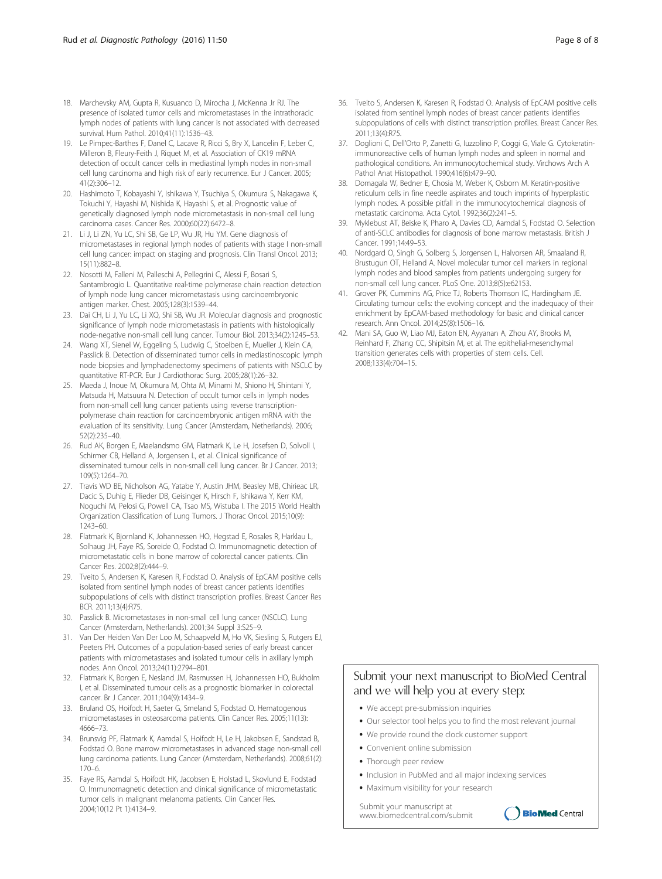18. Marchevsky AM, Gupta R, Kusuanco D, Mirocha J, McKenna Jr RJ. The presence of isolated tumor cells and micrometastases in the intrathoracic lymph nodes of patients with lung cancer is not associated with decreased survival. Hum Pathol. 2010;41(11):1536–43.
19. Le Pimpec-Barthes F, Danel C, Lacave R, Ricci S, Bry X, Lancelin F, Leber C, Milleron B, Fleury-Feith J, Riquet M, et al. Association of CK19 mRNA detection of occult cancer cells in mediastinal lymph nodes in non-small cell lung carcinoma and high risk of early recurrence. Eur J Cancer. 2005; 41(2):306–12.
20. Hashimoto T, Kobayashi Y, Ishikawa Y, Tsuchiya S, Okumura S, Nakagawa K, Tokuchi Y, Hayashi M, Nishida K, Hayashi S, et al. Prognostic value of genetically diagnosed lymph node micrometastasis in non-small cell lung carcinoma cases. Cancer Res. 2000;60(22):6472–8.
21. Li J, Li ZN, Yu LC, Shi SB, Ge LP, Wu JR, Hu YM. Gene diagnosis of micrometastases in regional lymph nodes of patients with stage I non-small cell lung cancer: impact on staging and prognosis. Clin Transl Oncol. 2013; 15(11):882–8.
22. Nosotti M, Falleni M, Palleschi A, Pellegrini C, Alessi F, Bosari S, Santambrogio L. Quantitative real-time polymerase chain reaction detection of lymph node lung cancer micrometastasis using carcinoembryonic antigen marker. Chest. 2005;128(3):1539–44.
23. Dai CH, Li J, Yu LC, Li XQ, Shi SB, Wu JR. Molecular diagnosis and prognostic significance of lymph node micrometastasis in patients with histologically node-negative non-small cell lung cancer. Tumour Biol. 2013;34(2):1245–53.
24. Wang XT, Sienel W, Eggeling S, Ludwig C, Stoelben E, Mueller J, Klein CA, Passlick B. Detection of disseminated tumor cells in mediastinoscopic lymph node biopsies and lymphadenectomy specimens of patients with NSCLC by quantitative RT-PCR. Eur J Cardiothorac Surg. 2005;28(1):26–32.
25. Maeda J, Inoue M, Okumura M, Ohta M, Minami M, Shiono H, Shintani Y, Matsuda H, Matsuura N. Detection of occult tumor cells in lymph nodes from non-small cell lung cancer patients using reverse transcription-polymerase chain reaction for carcinoembryonic antigen mRNA with the evaluation of its sensitivity. Lung Cancer (Amsterdam, Netherlands). 2006; 52(2):235–40.
26. Rud AK, Borgen E, Maelandsmo GM, Flatmark K, Le H, Josefsen D, Solvoll I, Schirmer CB, Helland A, Jorgensen L, et al. Clinical significance of disseminated tumour cells in non-small cell lung cancer. Br J Cancer. 2013; 109(5):1264–70.
27. Travis WD BE, Nicholson AG, Yatabe Y, Austin JHM, Beasley MB, Chirieac LR, Dacic S, Duhig E, Flieder DB, Geisinger K, Hirsch F, Ishikawa Y, Kerr KM, Noguchi M, Pelosi G, Powell CA, Tsao MS, Wistuba I. The 2015 World Health Organization Classification of Lung Tumors. J Thorac Oncol. 2015;10(9): 1243–60.
28. Flatmark K, Bjornland K, Johannessen HO, Hegstad E, Rosales R, Harklau L, Solhaug JH, Faye RS, Soreide O, Fodstad O. Immunomagnetic detection of micrometastatic cells in bone marrow of colorectal cancer patients. Clin Cancer Res. 2002;8(2):444–9.
29. Tveito S, Andersen K, Karesen R, Fodstad O. Analysis of EpCAM positive cells isolated from sentinel lymph nodes of breast cancer patients identifies subpopulations of cells with distinct transcription profiles. Breast Cancer Res BCR. 2011;13(4):R75.
30. Passlick B. Micrometastases in non-small cell lung cancer (NSCLC). Lung Cancer (Amsterdam, Netherlands). 2001;34 Suppl 3:S25–9.
31. Van Der Heiden Van Der Loo M, Schaapveld M, Ho VK, Siesling S, Rutgers EJ, Peeters PH. Outcomes of a population-based series of early breast cancer patients with micrometastases and isolated tumour cells in axillary lymph nodes. Ann Oncol. 2013;24(11):2794–801.
32. Flatmark K, Borgen E, Nesland JM, Rasmussen H, Johannessen HO, Bukholm I, et al. Disseminated tumour cells as a prognostic biomarker in colorectal cancer. Br J Cancer. 2011;104(9):1434–9.
33. Bruland OS, Hoifodt H, Saeter G, Smeland S, Fodstad O. Hematogenous micrometastases in osteosarcoma patients. Clin Cancer Res. 2005;11(13): 4666–73.
34. Brunsvig PF, Flatmark K, Aamdal S, Hoifodt H, Le H, Jakobsen E, Sandstad B, Fodstad O. Bone marrow micrometastases in advanced stage non-small cell lung carcinoma patients. Lung Cancer (Amsterdam, Netherlands). 2008;61(2): 170–6.
35. Faye RS, Aamdal S, Hoifodt HK, Jacobsen E, Holstad L, Skovlund E, Fodstad O. Immunomagnetic detection and clinical significance of micrometastatic tumor cells in malignant melanoma patients. Clin Cancer Res. 2004;10(12 Pt 1):4134–9.
36. Tveito S, Andersen K, Karesen R, Fodstad O. Analysis of EpCAM positive cells isolated from sentinel lymph nodes of breast cancer patients identifies subpopulations of cells with distinct transcription profiles. Breast Cancer Res. 2011;13(4):R75.
37. Doglioni C, Dell'Orto P, Zanetti G, Iuzzolino P, Coggi G, Viale G. Cytokeratin-immunoreactive cells of human lymph nodes and spleen in normal and pathological conditions. An immunocytochemical study. Virchows Arch A Pathol Anat Histopathol. 1990;416(6):479–90.
38. Domagala W, Bedner E, Chosia M, Weber K, Osborn M. Keratin-positive reticulum cells in fine needle aspirates and touch imprints of hyperplastic lymph nodes. A possible pitfall in the immunocytochemical diagnosis of metastatic carcinoma. Acta Cytol. 1992;36(2):241–5.
39. Myklebust AT, Beiske K, Pharo A, Davies CD, Aamdal S, Fodstad O. Selection of anti-SCLC antibodies for diagnosis of bone marrow metastasis. British J Cancer. 1991;14:49–53.
40. Nordgard O, Singh G, Solberg S, Jorgensen L, Halvorsen AR, Smaaland R, Brustugun OT, Helland A. Novel molecular tumor cell markers in regional lymph nodes and blood samples from patients undergoing surgery for non-small cell lung cancer. PLoS One. 2013;8(5):e62153.
41. Grover PK, Cummins AG, Price TJ, Roberts Thomson IC, Hardingham JE. Circulating tumour cells: the evolving concept and the inadequacy of their enrichment by EpCAM-based methodology for basic and clinical cancer research. Ann Oncol. 2014;25(8):1506–16.
42. Mani SA, Guo W, Liao MJ, Eaton EN, Ayyanan A, Zhou AY, Brooks M, Reinhard F, Zhang CC, Shipitsin M, et al. The epithelial-mesenchymal transition generates cells with properties of stem cells. Cell. 2008;133(4):704–15.

Submit your next manuscript to BioMed Central and we will help you at every step:

- We accept pre-submission inquiries
- Our selector tool helps you to find the most relevant journal
- We provide round the clock customer support
- Convenient online submission
- Thorough peer review
- Inclusion in PubMed and all major indexing services
- Maximum visibility for your research

Submit your manuscript at
www.biomedcentral.com/submit

BioMed Central